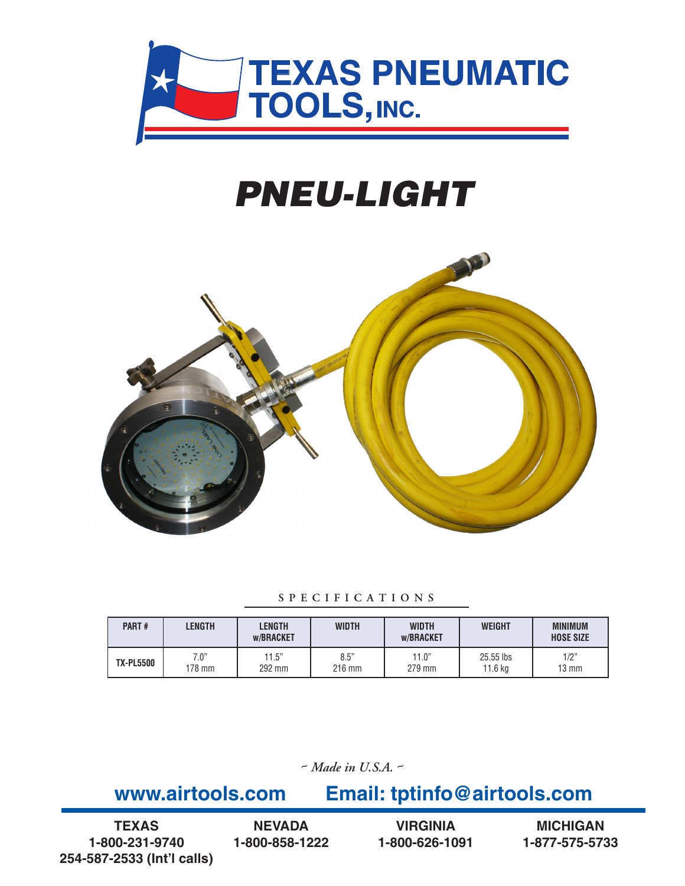# TEXAS PNEUMATIC TOOLS, INC.

# *PNEU-LIGHT*

## SPECIFICATIONS

| PART # | LENGTH | LENGTH w/BRACKET | WIDTH | WIDTH w/BRACKET | WEIGHT | MINIMUM HOSE SIZE |
|---|---|---|---|---|---|---|
| TX-PL5500 | 7.0" 178 mm | 11.5" 292 mm | 8.5" 216 mm | 11.0" 279 mm | 25.55 lbs 11.6 kg | 1/2" 13 mm |

*~ Made in U.S.A. ~*

**www.airtools.com** **Email: tptinfo@airtools.com**

**TEXAS**
**1-800-231-9740**
**254-587-2533 (Int'l calls)**

**NEVADA**
**1-800-858-1222**

**VIRGINIA**
**1-800-626-1091**

**MICHIGAN**
**1-877-575-5733**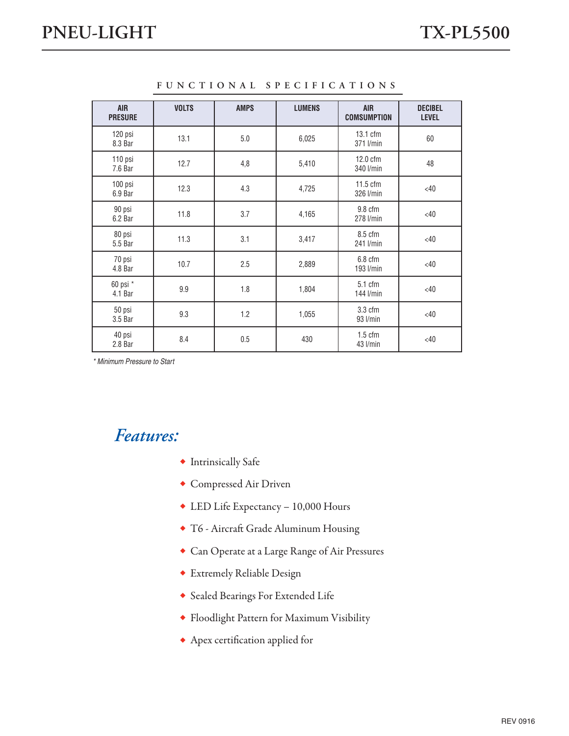# PNEU-LIGHT TX-PL5500

## FUNCTIONAL SPECIFICATIONS

| AIR PRESURE | VOLTS | AMPS | LUMENS | AIR COMSUMPTION | DECIBEL LEVEL |
|---|---|---|---|---|---|
| 120 psi 8.3 Bar | 13.1 | 5.0 | 6,025 | 13.1 cfm 371 l/min | 60 |
| 110 psi 7.6 Bar | 12.7 | 4,8 | 5,410 | 12.0 cfm 340 l/min | 48 |
| 100 psi 6.9 Bar | 12.3 | 4.3 | 4,725 | 11.5 cfm 326 l/min | <40 |
| 90 psi 6.2 Bar | 11.8 | 3.7 | 4,165 | 9.8 cfm 278 l/min | <40 |
| 80 psi 5.5 Bar | 11.3 | 3.1 | 3,417 | 8.5 cfm 241 l/min | <40 |
| 70 psi 4.8 Bar | 10.7 | 2.5 | 2,889 | 6.8 cfm 193 l/min | <40 |
| 60 psi * 4.1 Bar | 9.9 | 1.8 | 1,804 | 5.1 cfm 144 l/min | <40 |
| 50 psi 3.5 Bar | 9.3 | 1.2 | 1,055 | 3.3 cfm 93 l/min | <40 |
| 40 psi 2.8 Bar | 8.4 | 0.5 | 430 | 1.5 cfm 43 l/min | <40 |

*\* Minimum Pressure to Start*

## *Features:*

- Intrinsically Safe
- Compressed Air Driven
- LED Life Expectancy – 10,000 Hours
- T6 - Aircraft Grade Aluminum Housing
- Can Operate at a Large Range of Air Pressures
- Extremely Reliable Design
- Sealed Bearings For Extended Life
- Floodlight Pattern for Maximum Visibility
- Apex certification applied for

REV 0916